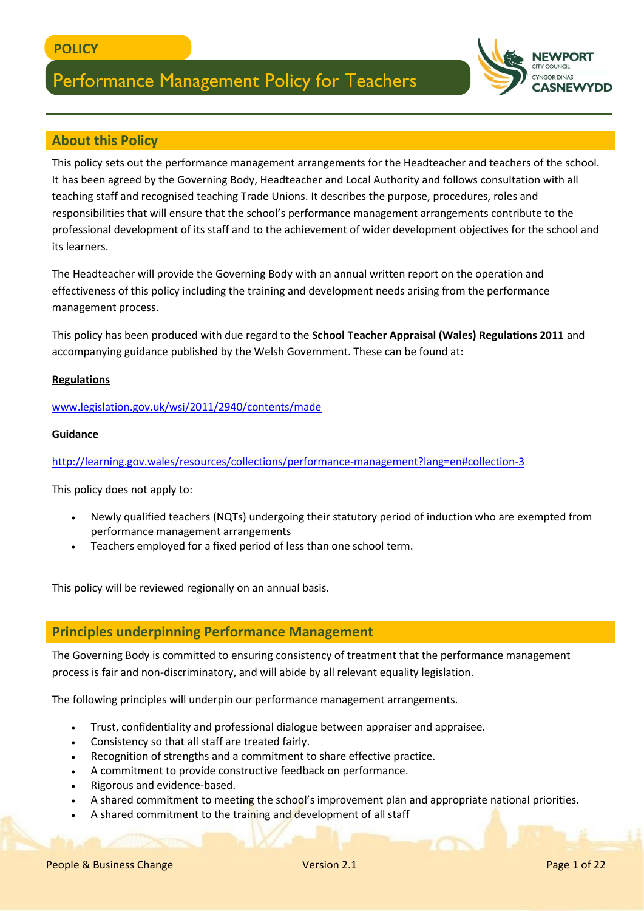POLICY

# Performance Management Policy for Teachers

## About this Policy

This policy sets out the performance management arrangements for the Headteacher and teachers of the school. It has been agreed by the Governing Body, Headteacher and Local Authority and follows consultation with all teaching staff and recognised teaching Trade Unions. It describes the purpose, procedures, roles and responsibilities that will ensure that the school's performance management arrangements contribute to the professional development of its staff and to the achievement of wider development objectives for the school and its learners.

The Headteacher will provide the Governing Body with an annual written report on the operation and effectiveness of this policy including the training and development needs arising from the performance management process.

This policy has been produced with due regard to the **School Teacher Appraisal (Wales) Regulations 2011** and accompanying guidance published by the Welsh Government. These can be found at:

**Regulations**

www.legislation.gov.uk/wsi/2011/2940/contents/made

**Guidance**

http://learning.gov.wales/resources/collections/performance-management?lang=en#collection-3

This policy does not apply to:

- Newly qualified teachers (NQTs) undergoing their statutory period of induction who are exempted from performance management arrangements
- Teachers employed for a fixed period of less than one school term.

This policy will be reviewed regionally on an annual basis.

## Principles underpinning Performance Management

The Governing Body is committed to ensuring consistency of treatment that the performance management process is fair and non-discriminatory, and will abide by all relevant equality legislation.

The following principles will underpin our performance management arrangements.

- Trust, confidentiality and professional dialogue between appraiser and appraisee.
- Consistency so that all staff are treated fairly.
- Recognition of strengths and a commitment to share effective practice.
- A commitment to provide constructive feedback on performance.
- Rigorous and evidence-based.
- A shared commitment to meeting the school's improvement plan and appropriate national priorities.
- A shared commitment to the training and development of all staff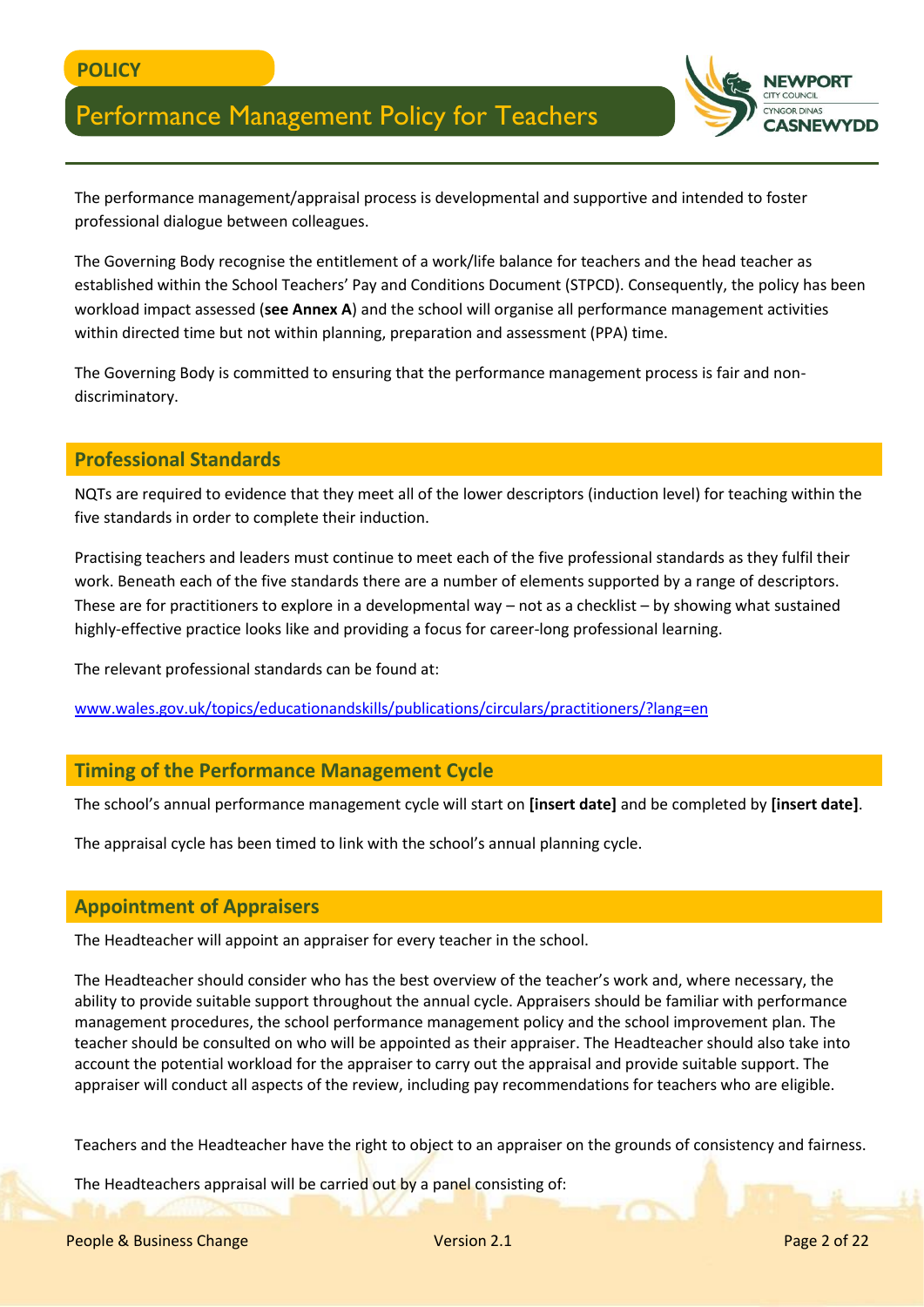The performance management/appraisal process is developmental and supportive and intended to foster professional dialogue between colleagues.

The Governing Body recognise the entitlement of a work/life balance for teachers and the head teacher as established within the School Teachers' Pay and Conditions Document (STPCD). Consequently, the policy has been workload impact assessed (**see Annex A**) and the school will organise all performance management activities within directed time but not within planning, preparation and assessment (PPA) time.

The Governing Body is committed to ensuring that the performance management process is fair and non-discriminatory.

## Professional Standards

NQTs are required to evidence that they meet all of the lower descriptors (induction level) for teaching within the five standards in order to complete their induction.

Practising teachers and leaders must continue to meet each of the five professional standards as they fulfil their work. Beneath each of the five standards there are a number of elements supported by a range of descriptors. These are for practitioners to explore in a developmental way – not as a checklist – by showing what sustained highly-effective practice looks like and providing a focus for career-long professional learning.

The relevant professional standards can be found at:

www.wales.gov.uk/topics/educationandskills/publications/circulars/practitioners/?lang=en

## Timing of the Performance Management Cycle

The school's annual performance management cycle will start on **[insert date]** and be completed by **[insert date]**.

The appraisal cycle has been timed to link with the school's annual planning cycle.

## Appointment of Appraisers

The Headteacher will appoint an appraiser for every teacher in the school.

The Headteacher should consider who has the best overview of the teacher's work and, where necessary, the ability to provide suitable support throughout the annual cycle. Appraisers should be familiar with performance management procedures, the school performance management policy and the school improvement plan. The teacher should be consulted on who will be appointed as their appraiser. The Headteacher should also take into account the potential workload for the appraiser to carry out the appraisal and provide suitable support. The appraiser will conduct all aspects of the review, including pay recommendations for teachers who are eligible.

Teachers and the Headteacher have the right to object to an appraiser on the grounds of consistency and fairness.

The Headteachers appraisal will be carried out by a panel consisting of: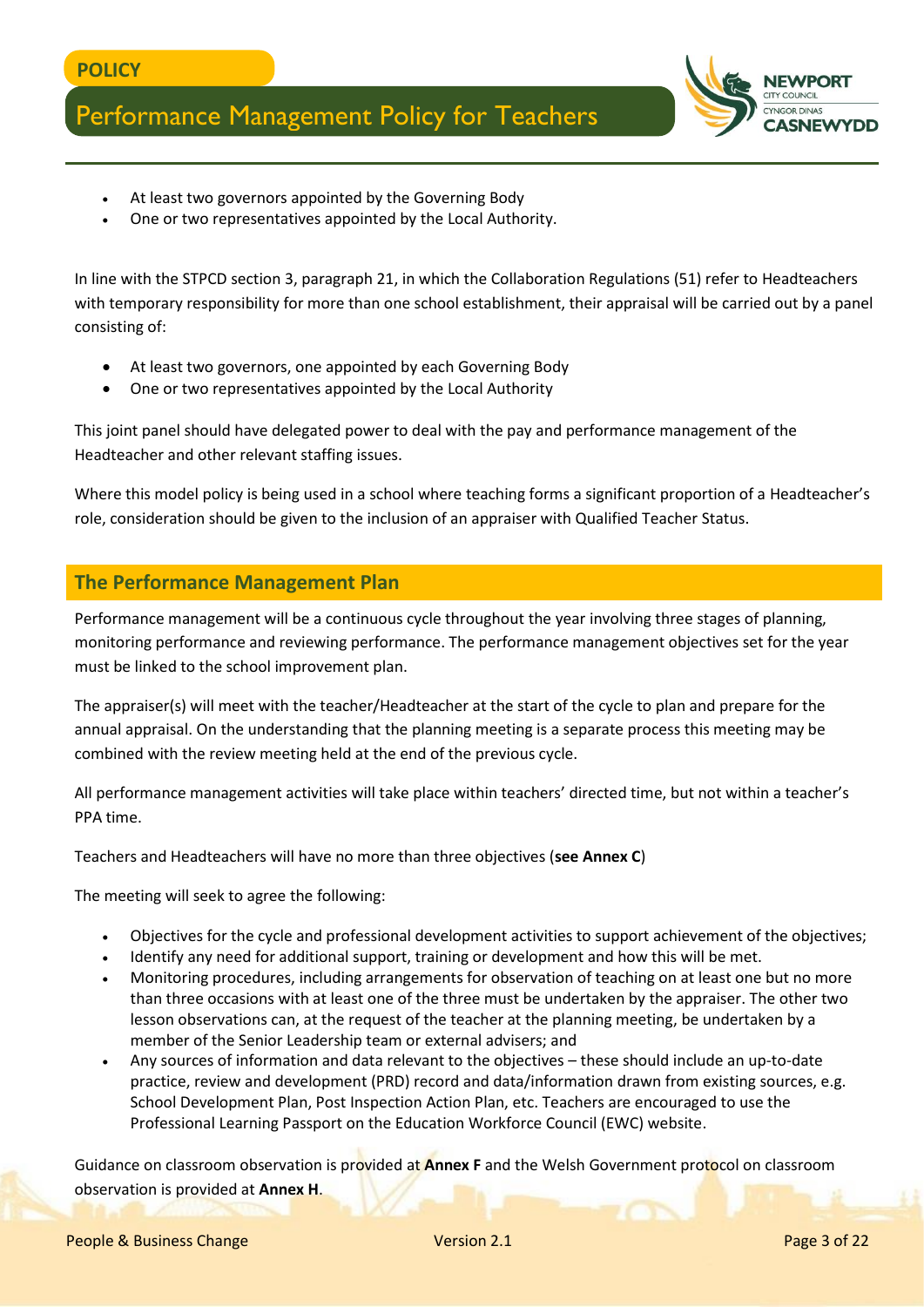- At least two governors appointed by the Governing Body
- One or two representatives appointed by the Local Authority.

In line with the STPCD section 3, paragraph 21, in which the Collaboration Regulations (51) refer to Headteachers with temporary responsibility for more than one school establishment, their appraisal will be carried out by a panel consisting of:

- At least two governors, one appointed by each Governing Body
- One or two representatives appointed by the Local Authority

This joint panel should have delegated power to deal with the pay and performance management of the Headteacher and other relevant staffing issues.

Where this model policy is being used in a school where teaching forms a significant proportion of a Headteacher's role, consideration should be given to the inclusion of an appraiser with Qualified Teacher Status.

## The Performance Management Plan

Performance management will be a continuous cycle throughout the year involving three stages of planning, monitoring performance and reviewing performance. The performance management objectives set for the year must be linked to the school improvement plan.

The appraiser(s) will meet with the teacher/Headteacher at the start of the cycle to plan and prepare for the annual appraisal. On the understanding that the planning meeting is a separate process this meeting may be combined with the review meeting held at the end of the previous cycle.

All performance management activities will take place within teachers' directed time, but not within a teacher's PPA time.

Teachers and Headteachers will have no more than three objectives (**see Annex C**)

The meeting will seek to agree the following:

- Objectives for the cycle and professional development activities to support achievement of the objectives;
- Identify any need for additional support, training or development and how this will be met.
- Monitoring procedures, including arrangements for observation of teaching on at least one but no more than three occasions with at least one of the three must be undertaken by the appraiser. The other two lesson observations can, at the request of the teacher at the planning meeting, be undertaken by a member of the Senior Leadership team or external advisers; and
- Any sources of information and data relevant to the objectives – these should include an up-to-date practice, review and development (PRD) record and data/information drawn from existing sources, e.g. School Development Plan, Post Inspection Action Plan, etc. Teachers are encouraged to use the Professional Learning Passport on the Education Workforce Council (EWC) website.

Guidance on classroom observation is provided at **Annex F** and the Welsh Government protocol on classroom observation is provided at **Annex H**.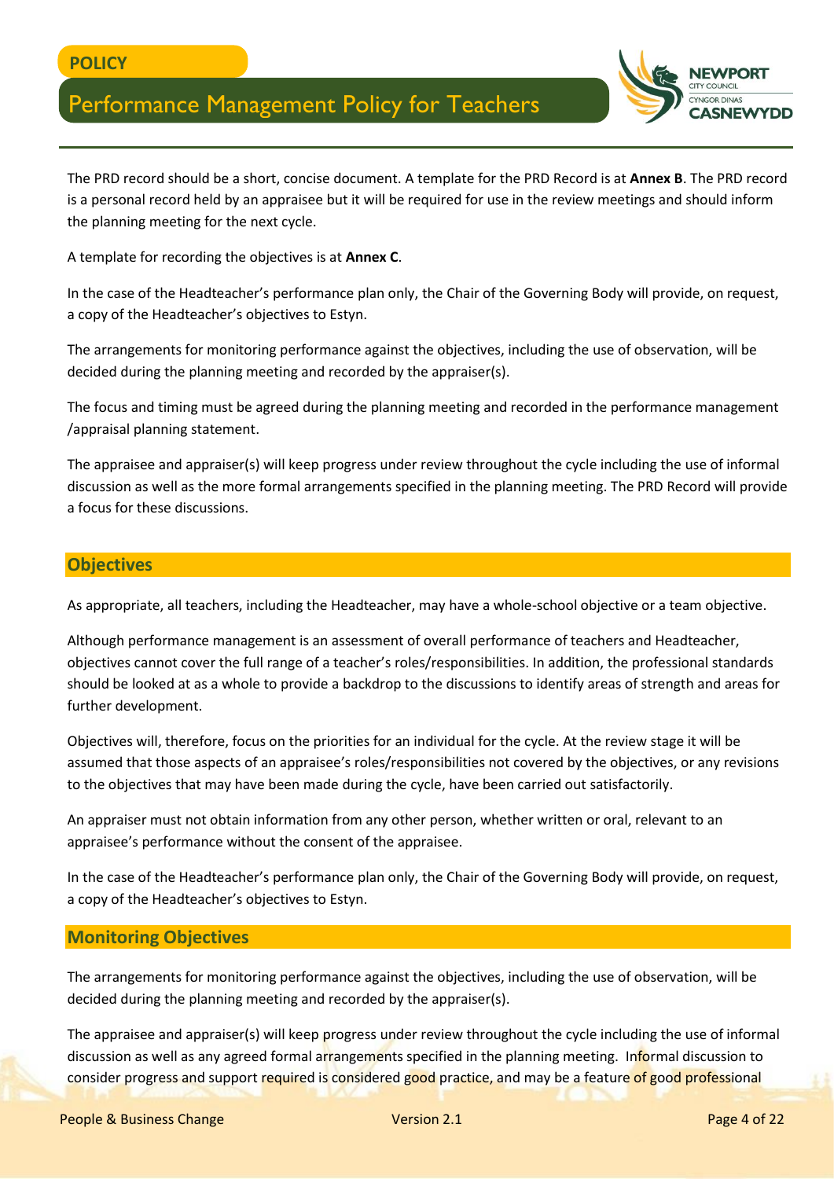The PRD record should be a short, concise document. A template for the PRD Record is at **Annex B**. The PRD record is a personal record held by an appraisee but it will be required for use in the review meetings and should inform the planning meeting for the next cycle.

A template for recording the objectives is at **Annex C**.

In the case of the Headteacher's performance plan only, the Chair of the Governing Body will provide, on request, a copy of the Headteacher's objectives to Estyn.

The arrangements for monitoring performance against the objectives, including the use of observation, will be decided during the planning meeting and recorded by the appraiser(s).

The focus and timing must be agreed during the planning meeting and recorded in the performance management /appraisal planning statement.

The appraisee and appraiser(s) will keep progress under review throughout the cycle including the use of informal discussion as well as the more formal arrangements specified in the planning meeting. The PRD Record will provide a focus for these discussions.

## Objectives

As appropriate, all teachers, including the Headteacher, may have a whole-school objective or a team objective.

Although performance management is an assessment of overall performance of teachers and Headteacher, objectives cannot cover the full range of a teacher's roles/responsibilities. In addition, the professional standards should be looked at as a whole to provide a backdrop to the discussions to identify areas of strength and areas for further development.

Objectives will, therefore, focus on the priorities for an individual for the cycle. At the review stage it will be assumed that those aspects of an appraisee's roles/responsibilities not covered by the objectives, or any revisions to the objectives that may have been made during the cycle, have been carried out satisfactorily.

An appraiser must not obtain information from any other person, whether written or oral, relevant to an appraisee's performance without the consent of the appraisee.

In the case of the Headteacher's performance plan only, the Chair of the Governing Body will provide, on request, a copy of the Headteacher's objectives to Estyn.

## Monitoring Objectives

The arrangements for monitoring performance against the objectives, including the use of observation, will be decided during the planning meeting and recorded by the appraiser(s).

The appraisee and appraiser(s) will keep progress under review throughout the cycle including the use of informal discussion as well as any agreed formal arrangements specified in the planning meeting. Informal discussion to consider progress and support required is considered good practice, and may be a feature of good professional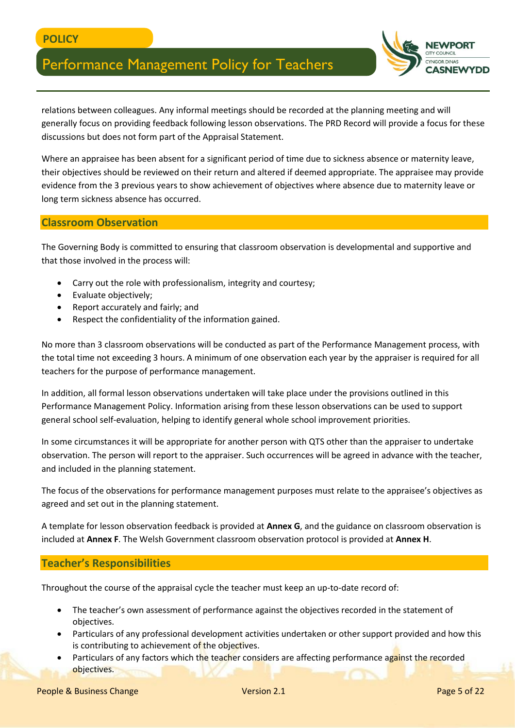relations between colleagues. Any informal meetings should be recorded at the planning meeting and will generally focus on providing feedback following lesson observations. The PRD Record will provide a focus for these discussions but does not form part of the Appraisal Statement.

Where an appraisee has been absent for a significant period of time due to sickness absence or maternity leave, their objectives should be reviewed on their return and altered if deemed appropriate. The appraisee may provide evidence from the 3 previous years to show achievement of objectives where absence due to maternity leave or long term sickness absence has occurred.

## Classroom Observation

The Governing Body is committed to ensuring that classroom observation is developmental and supportive and that those involved in the process will:

- Carry out the role with professionalism, integrity and courtesy;
- Evaluate objectively;
- Report accurately and fairly; and
- Respect the confidentiality of the information gained.

No more than 3 classroom observations will be conducted as part of the Performance Management process, with the total time not exceeding 3 hours. A minimum of one observation each year by the appraiser is required for all teachers for the purpose of performance management.

In addition, all formal lesson observations undertaken will take place under the provisions outlined in this Performance Management Policy. Information arising from these lesson observations can be used to support general school self-evaluation, helping to identify general whole school improvement priorities.

In some circumstances it will be appropriate for another person with QTS other than the appraiser to undertake observation. The person will report to the appraiser. Such occurrences will be agreed in advance with the teacher, and included in the planning statement.

The focus of the observations for performance management purposes must relate to the appraisee's objectives as agreed and set out in the planning statement.

A template for lesson observation feedback is provided at **Annex G**, and the guidance on classroom observation is included at **Annex F**. The Welsh Government classroom observation protocol is provided at **Annex H**.

## Teacher's Responsibilities

Throughout the course of the appraisal cycle the teacher must keep an up-to-date record of:

- The teacher's own assessment of performance against the objectives recorded in the statement of objectives.
- Particulars of any professional development activities undertaken or other support provided and how this is contributing to achievement of the objectives.
- Particulars of any factors which the teacher considers are affecting performance against the recorded objectives.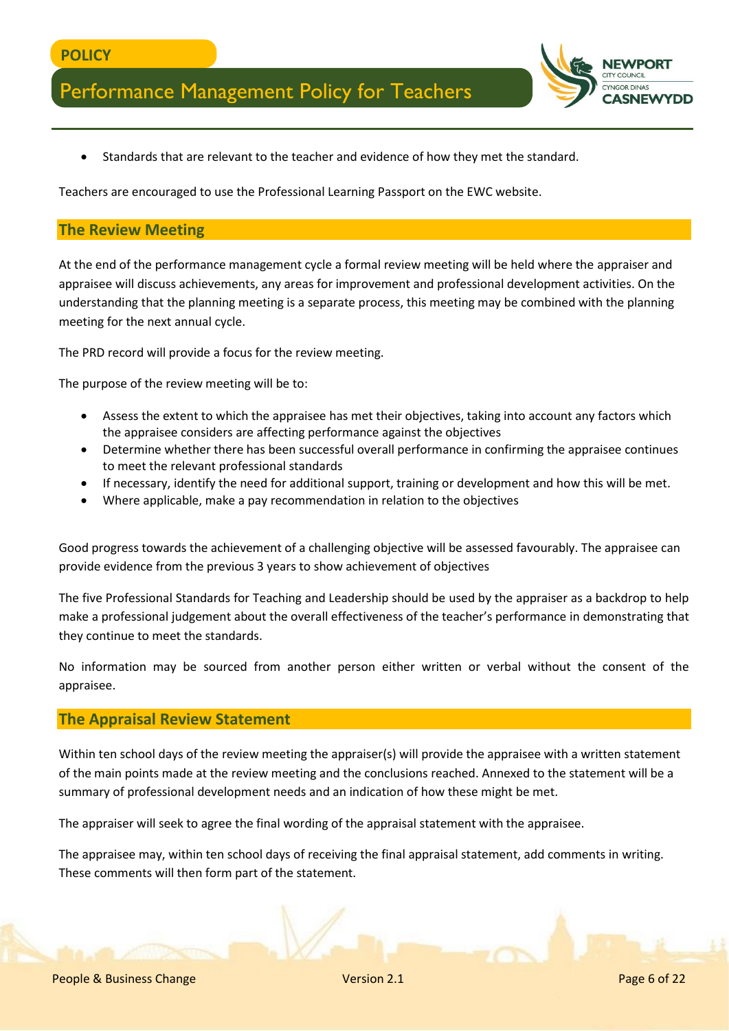- Standards that are relevant to the teacher and evidence of how they met the standard.

Teachers are encouraged to use the Professional Learning Passport on the EWC website.

## The Review Meeting

At the end of the performance management cycle a formal review meeting will be held where the appraiser and appraisee will discuss achievements, any areas for improvement and professional development activities. On the understanding that the planning meeting is a separate process, this meeting may be combined with the planning meeting for the next annual cycle.

The PRD record will provide a focus for the review meeting.

The purpose of the review meeting will be to:

- Assess the extent to which the appraisee has met their objectives, taking into account any factors which the appraisee considers are affecting performance against the objectives
- Determine whether there has been successful overall performance in confirming the appraisee continues to meet the relevant professional standards
- If necessary, identify the need for additional support, training or development and how this will be met.
- Where applicable, make a pay recommendation in relation to the objectives

Good progress towards the achievement of a challenging objective will be assessed favourably. The appraisee can provide evidence from the previous 3 years to show achievement of objectives

The five Professional Standards for Teaching and Leadership should be used by the appraiser as a backdrop to help make a professional judgement about the overall effectiveness of the teacher's performance in demonstrating that they continue to meet the standards.

No information may be sourced from another person either written or verbal without the consent of the appraisee.

## The Appraisal Review Statement

Within ten school days of the review meeting the appraiser(s) will provide the appraisee with a written statement of the main points made at the review meeting and the conclusions reached. Annexed to the statement will be a summary of professional development needs and an indication of how these might be met.

The appraiser will seek to agree the final wording of the appraisal statement with the appraisee.

The appraisee may, within ten school days of receiving the final appraisal statement, add comments in writing. These comments will then form part of the statement.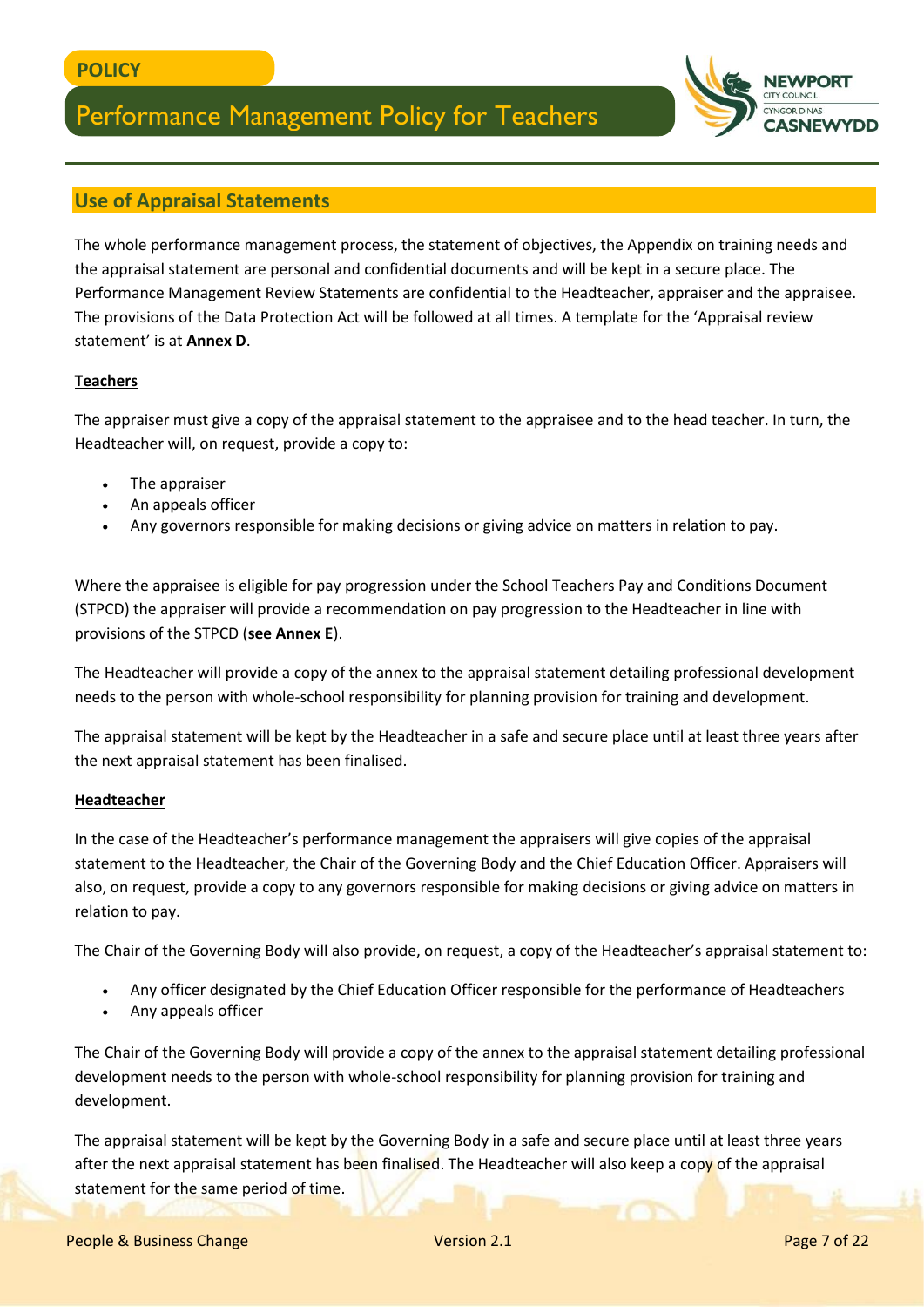## Use of Appraisal Statements

The whole performance management process, the statement of objectives, the Appendix on training needs and the appraisal statement are personal and confidential documents and will be kept in a secure place. The Performance Management Review Statements are confidential to the Headteacher, appraiser and the appraisee. The provisions of the Data Protection Act will be followed at all times. A template for the 'Appraisal review statement' is at **Annex D**.

### Teachers

The appraiser must give a copy of the appraisal statement to the appraisee and to the head teacher. In turn, the Headteacher will, on request, provide a copy to:

- The appraiser
- An appeals officer
- Any governors responsible for making decisions or giving advice on matters in relation to pay.

Where the appraisee is eligible for pay progression under the School Teachers Pay and Conditions Document (STPCD) the appraiser will provide a recommendation on pay progression to the Headteacher in line with provisions of the STPCD (**see Annex E**).

The Headteacher will provide a copy of the annex to the appraisal statement detailing professional development needs to the person with whole-school responsibility for planning provision for training and development.

The appraisal statement will be kept by the Headteacher in a safe and secure place until at least three years after the next appraisal statement has been finalised.

### Headteacher

In the case of the Headteacher's performance management the appraisers will give copies of the appraisal statement to the Headteacher, the Chair of the Governing Body and the Chief Education Officer. Appraisers will also, on request, provide a copy to any governors responsible for making decisions or giving advice on matters in relation to pay.

The Chair of the Governing Body will also provide, on request, a copy of the Headteacher's appraisal statement to:

- Any officer designated by the Chief Education Officer responsible for the performance of Headteachers
- Any appeals officer

The Chair of the Governing Body will provide a copy of the annex to the appraisal statement detailing professional development needs to the person with whole-school responsibility for planning provision for training and development.

The appraisal statement will be kept by the Governing Body in a safe and secure place until at least three years after the next appraisal statement has been finalised. The Headteacher will also keep a copy of the appraisal statement for the same period of time.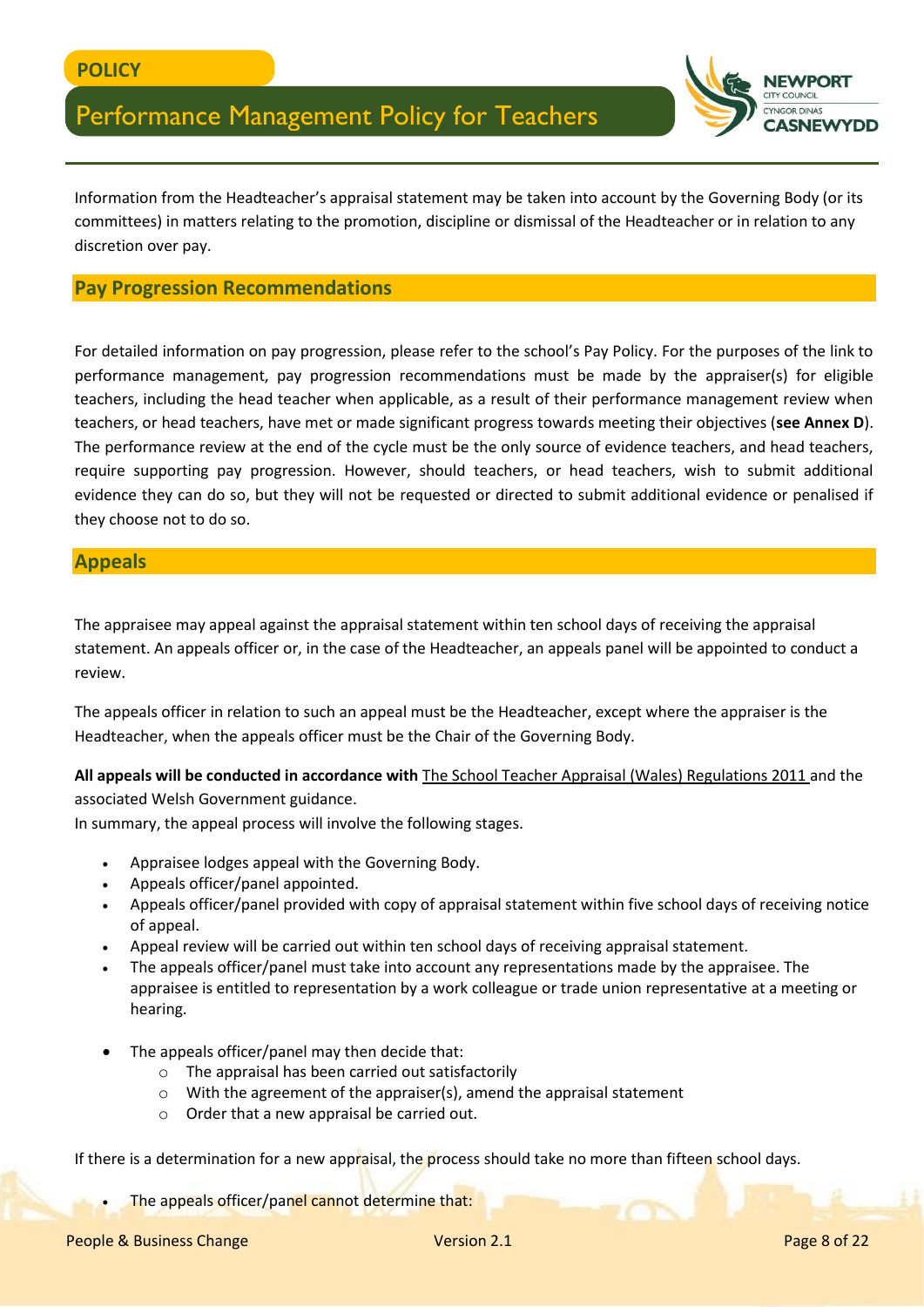Information from the Headteacher's appraisal statement may be taken into account by the Governing Body (or its committees) in matters relating to the promotion, discipline or dismissal of the Headteacher or in relation to any discretion over pay.

## Pay Progression Recommendations

For detailed information on pay progression, please refer to the school's Pay Policy. For the purposes of the link to performance management, pay progression recommendations must be made by the appraiser(s) for eligible teachers, including the head teacher when applicable, as a result of their performance management review when teachers, or head teachers, have met or made significant progress towards meeting their objectives (**see Annex D**). The performance review at the end of the cycle must be the only source of evidence teachers, and head teachers, require supporting pay progression. However, should teachers, or head teachers, wish to submit additional evidence they can do so, but they will not be requested or directed to submit additional evidence or penalised if they choose not to do so.

## Appeals

The appraisee may appeal against the appraisal statement within ten school days of receiving the appraisal statement. An appeals officer or, in the case of the Headteacher, an appeals panel will be appointed to conduct a review.

The appeals officer in relation to such an appeal must be the Headteacher, except where the appraiser is the Headteacher, when the appeals officer must be the Chair of the Governing Body.

**All appeals will be conducted in accordance with** The School Teacher Appraisal (Wales) Regulations 2011 and the associated Welsh Government guidance.

In summary, the appeal process will involve the following stages.

- Appraisee lodges appeal with the Governing Body.
- Appeals officer/panel appointed.
- Appeals officer/panel provided with copy of appraisal statement within five school days of receiving notice of appeal.
- Appeal review will be carried out within ten school days of receiving appraisal statement.
- The appeals officer/panel must take into account any representations made by the appraisee. The appraisee is entitled to representation by a work colleague or trade union representative at a meeting or hearing.

- The appeals officer/panel may then decide that:
  - The appraisal has been carried out satisfactorily
  - With the agreement of the appraiser(s), amend the appraisal statement
  - Order that a new appraisal be carried out.

If there is a determination for a new appraisal, the process should take no more than fifteen school days.

- The appeals officer/panel cannot determine that: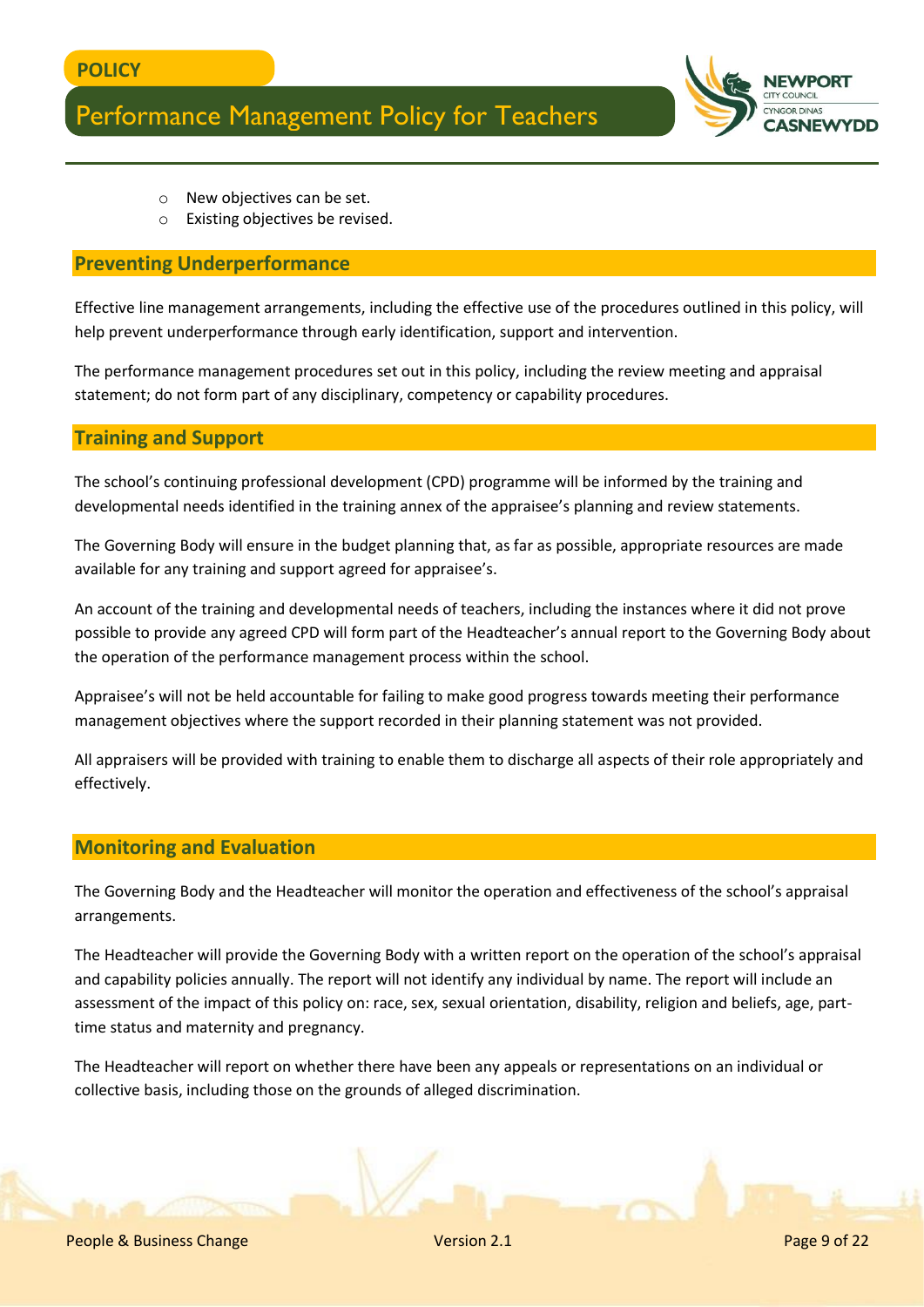- New objectives can be set.
- Existing objectives be revised.

## Preventing Underperformance

Effective line management arrangements, including the effective use of the procedures outlined in this policy, will help prevent underperformance through early identification, support and intervention.

The performance management procedures set out in this policy, including the review meeting and appraisal statement; do not form part of any disciplinary, competency or capability procedures.

## Training and Support

The school's continuing professional development (CPD) programme will be informed by the training and developmental needs identified in the training annex of the appraisee's planning and review statements.

The Governing Body will ensure in the budget planning that, as far as possible, appropriate resources are made available for any training and support agreed for appraisee's.

An account of the training and developmental needs of teachers, including the instances where it did not prove possible to provide any agreed CPD will form part of the Headteacher's annual report to the Governing Body about the operation of the performance management process within the school.

Appraisee's will not be held accountable for failing to make good progress towards meeting their performance management objectives where the support recorded in their planning statement was not provided.

All appraisers will be provided with training to enable them to discharge all aspects of their role appropriately and effectively.

## Monitoring and Evaluation

The Governing Body and the Headteacher will monitor the operation and effectiveness of the school's appraisal arrangements.

The Headteacher will provide the Governing Body with a written report on the operation of the school's appraisal and capability policies annually. The report will not identify any individual by name. The report will include an assessment of the impact of this policy on: race, sex, sexual orientation, disability, religion and beliefs, age, part-time status and maternity and pregnancy.

The Headteacher will report on whether there have been any appeals or representations on an individual or collective basis, including those on the grounds of alleged discrimination.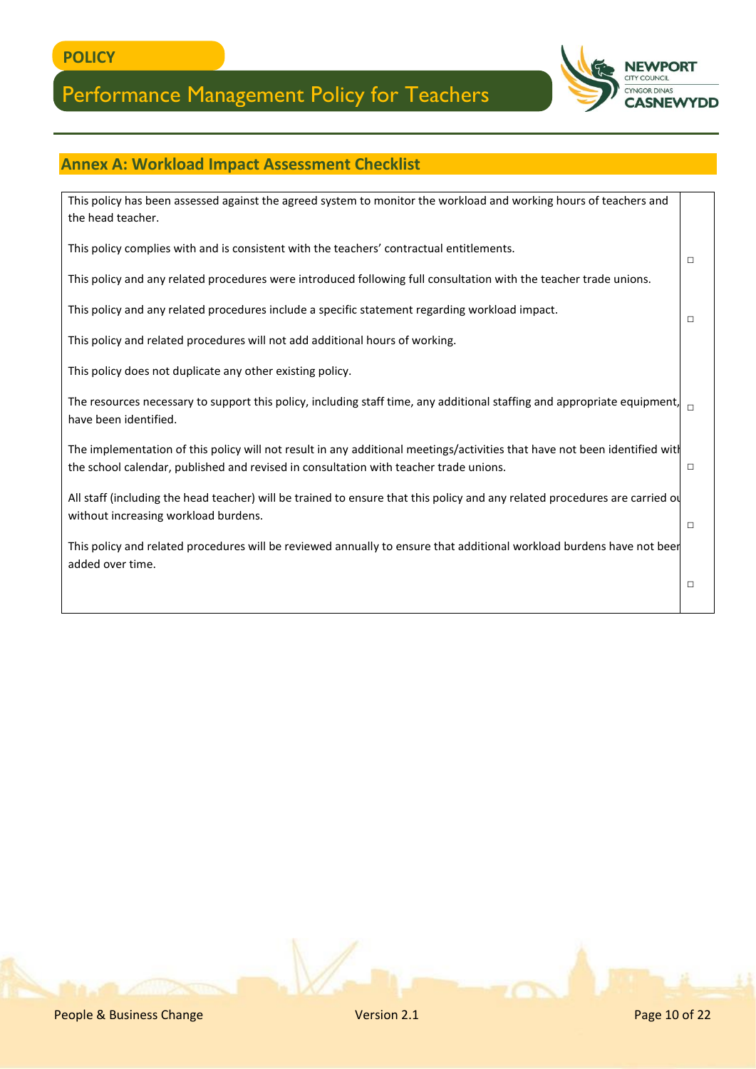## Annex A: Workload Impact Assessment Checklist

| Statement | |
|---|---|
| This policy has been assessed against the agreed system to monitor the workload and working hours of teachers and the head teacher. | |
| This policy complies with and is consistent with the teachers' contractual entitlements. | □ |
| This policy and any related procedures were introduced following full consultation with the teacher trade unions. | |
| This policy and any related procedures include a specific statement regarding workload impact. | □ |
| This policy and related procedures will not add additional hours of working. | |
| This policy does not duplicate any other existing policy. | |
| The resources necessary to support this policy, including staff time, any additional staffing and appropriate equipment, have been identified. | □ |
| The implementation of this policy will not result in any additional meetings/activities that have not been identified with the school calendar, published and revised in consultation with teacher trade unions. | □ |
| All staff (including the head teacher) will be trained to ensure that this policy and any related procedures are carried out without increasing workload burdens. | □ |
| This policy and related procedures will be reviewed annually to ensure that additional workload burdens have not been added over time. | □ |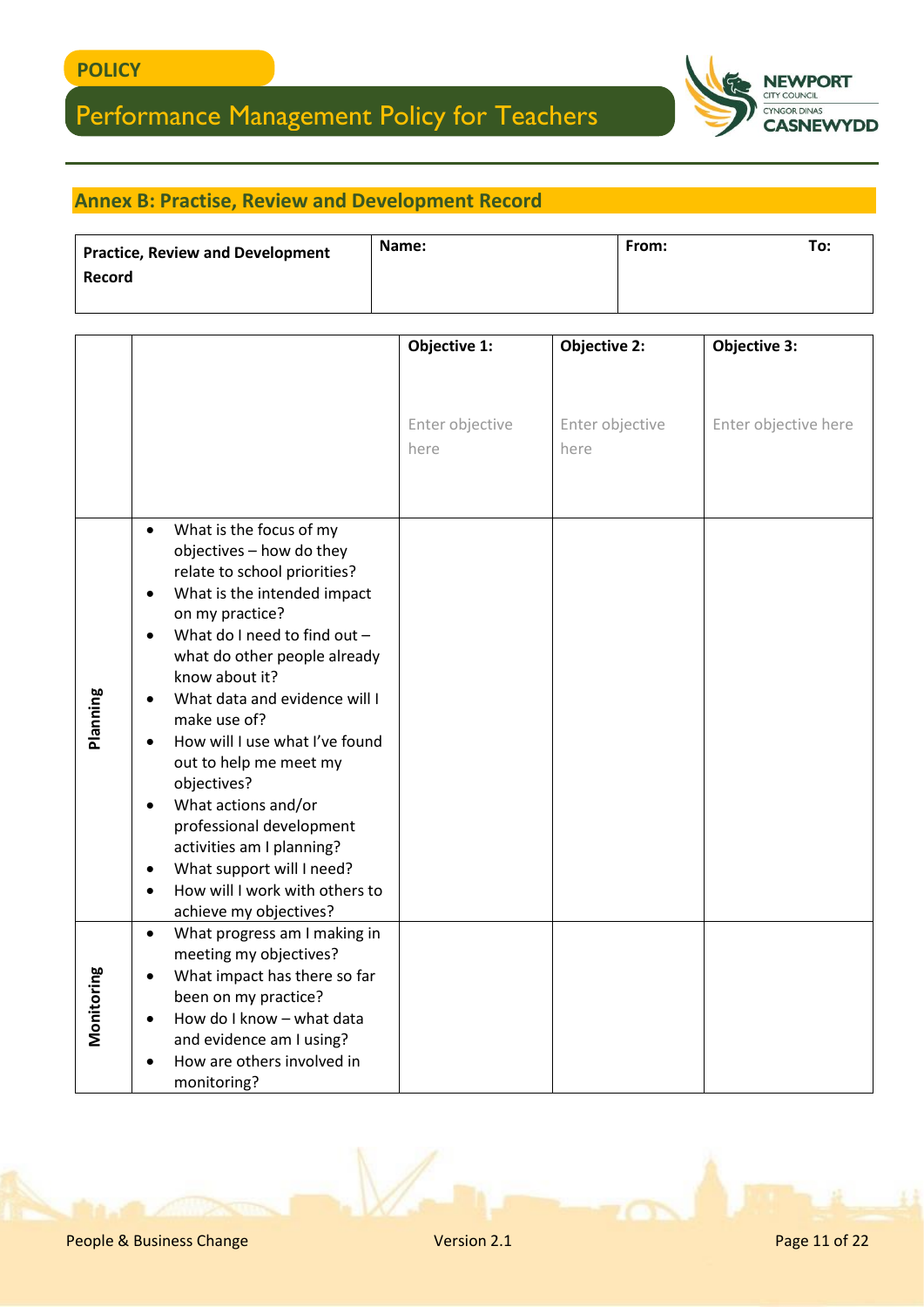## Annex B: Practise, Review and Development Record

| Practice, Review and Development Record | Name: | From: To: |
|---|---|---|

| | | Objective 1: Enter objective here | Objective 2: Enter objective here | Objective 3: Enter objective here |
|---|---|---|---|---|
| Planning | • What is the focus of my objectives – how do they relate to school priorities?<br>• What is the intended impact on my practice?<br>• What do I need to find out – what do other people already know about it?<br>• What data and evidence will I make use of?<br>• How will I use what I've found out to help me meet my objectives?<br>• What actions and/or professional development activities am I planning?<br>• What support will I need?<br>• How will I work with others to achieve my objectives? | | | |
| Monitoring | • What progress am I making in meeting my objectives?<br>• What impact has there so far been on my practice?<br>• How do I know – what data and evidence am I using?<br>• How are others involved in monitoring? | | | |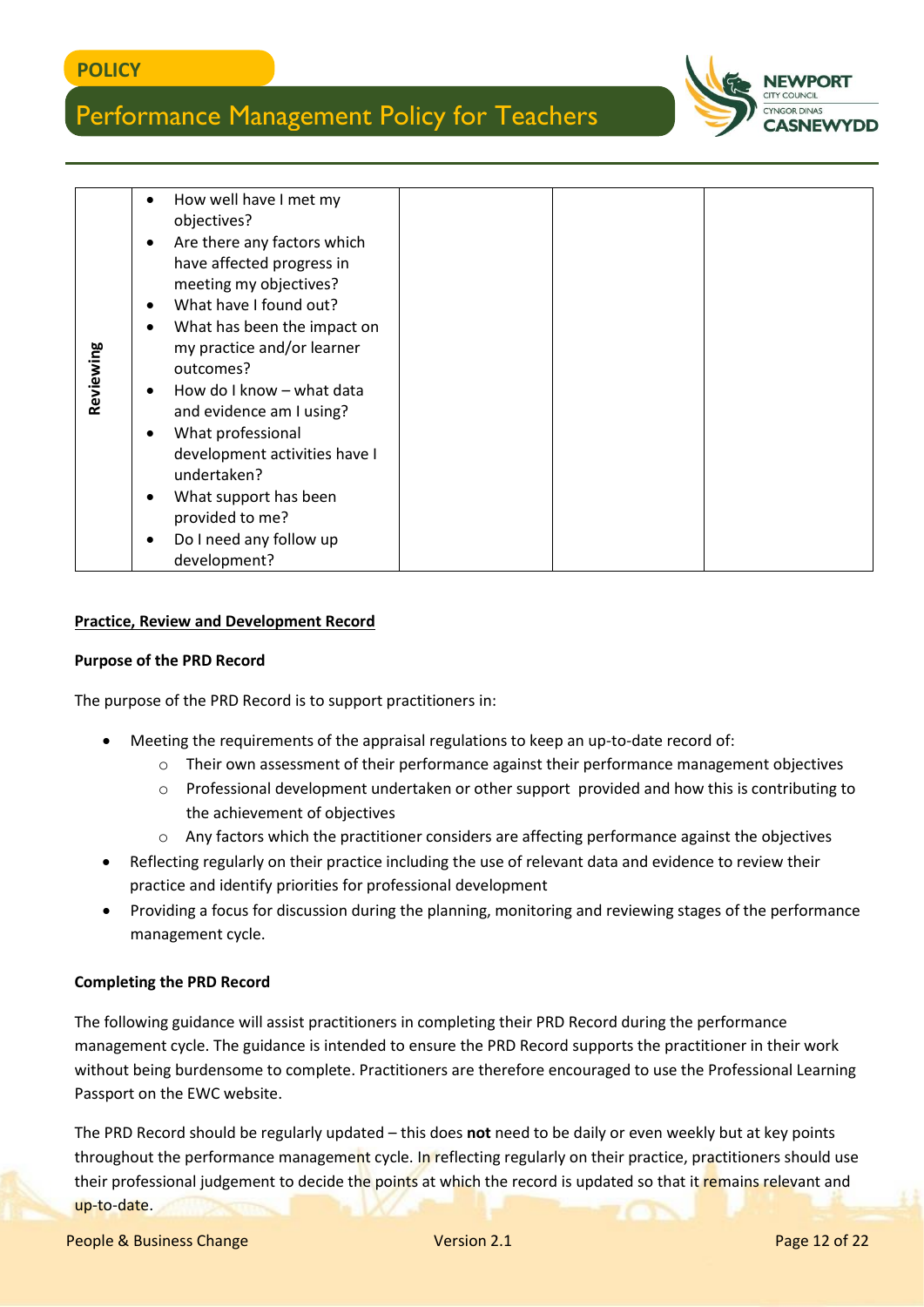| Reviewing | <ul><li>How well have I met my objectives?</li><li>Are there any factors which have affected progress in meeting my objectives?</li><li>What have I found out?</li><li>What has been the impact on my practice and/or learner outcomes?</li><li>How do I know – what data and evidence am I using?</li><li>What professional development activities have I undertaken?</li><li>What support has been provided to me?</li><li>Do I need any follow up development?</li></ul> | | | |
|---|---|---|---|---|

**Practice, Review and Development Record**

**Purpose of the PRD Record**

The purpose of the PRD Record is to support practitioners in:

- Meeting the requirements of the appraisal regulations to keep an up-to-date record of:
  - Their own assessment of their performance against their performance management objectives
  - Professional development undertaken or other support provided and how this is contributing to the achievement of objectives
  - Any factors which the practitioner considers are affecting performance against the objectives
- Reflecting regularly on their practice including the use of relevant data and evidence to review their practice and identify priorities for professional development
- Providing a focus for discussion during the planning, monitoring and reviewing stages of the performance management cycle.

**Completing the PRD Record**

The following guidance will assist practitioners in completing their PRD Record during the performance management cycle. The guidance is intended to ensure the PRD Record supports the practitioner in their work without being burdensome to complete. Practitioners are therefore encouraged to use the Professional Learning Passport on the EWC website.

The PRD Record should be regularly updated – this does **not** need to be daily or even weekly but at key points throughout the performance management cycle. In reflecting regularly on their practice, practitioners should use their professional judgement to decide the points at which the record is updated so that it remains relevant and up-to-date.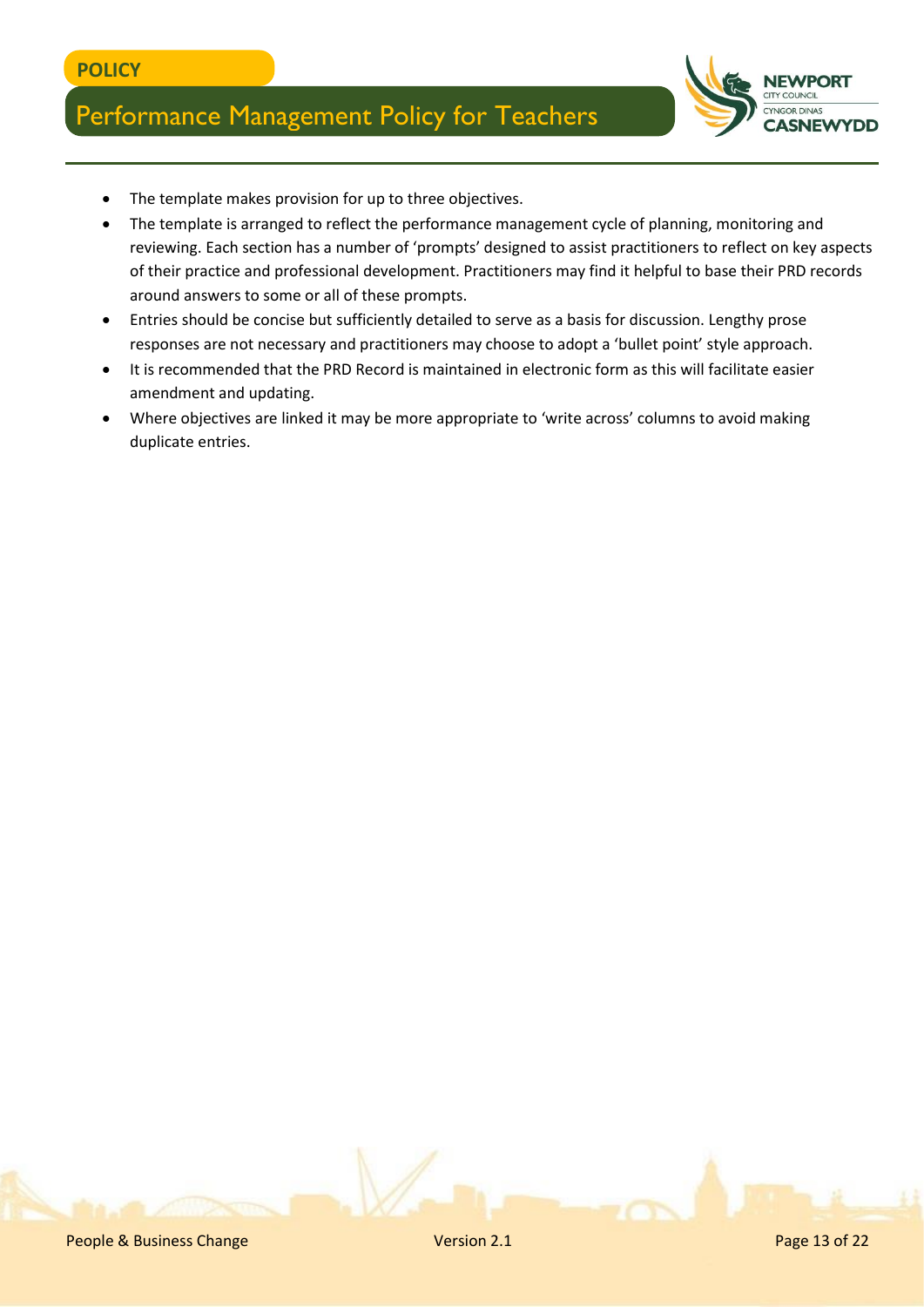- The template makes provision for up to three objectives.
- The template is arranged to reflect the performance management cycle of planning, monitoring and reviewing. Each section has a number of 'prompts' designed to assist practitioners to reflect on key aspects of their practice and professional development. Practitioners may find it helpful to base their PRD records around answers to some or all of these prompts.
- Entries should be concise but sufficiently detailed to serve as a basis for discussion. Lengthy prose responses are not necessary and practitioners may choose to adopt a 'bullet point' style approach.
- It is recommended that the PRD Record is maintained in electronic form as this will facilitate easier amendment and updating.
- Where objectives are linked it may be more appropriate to 'write across' columns to avoid making duplicate entries.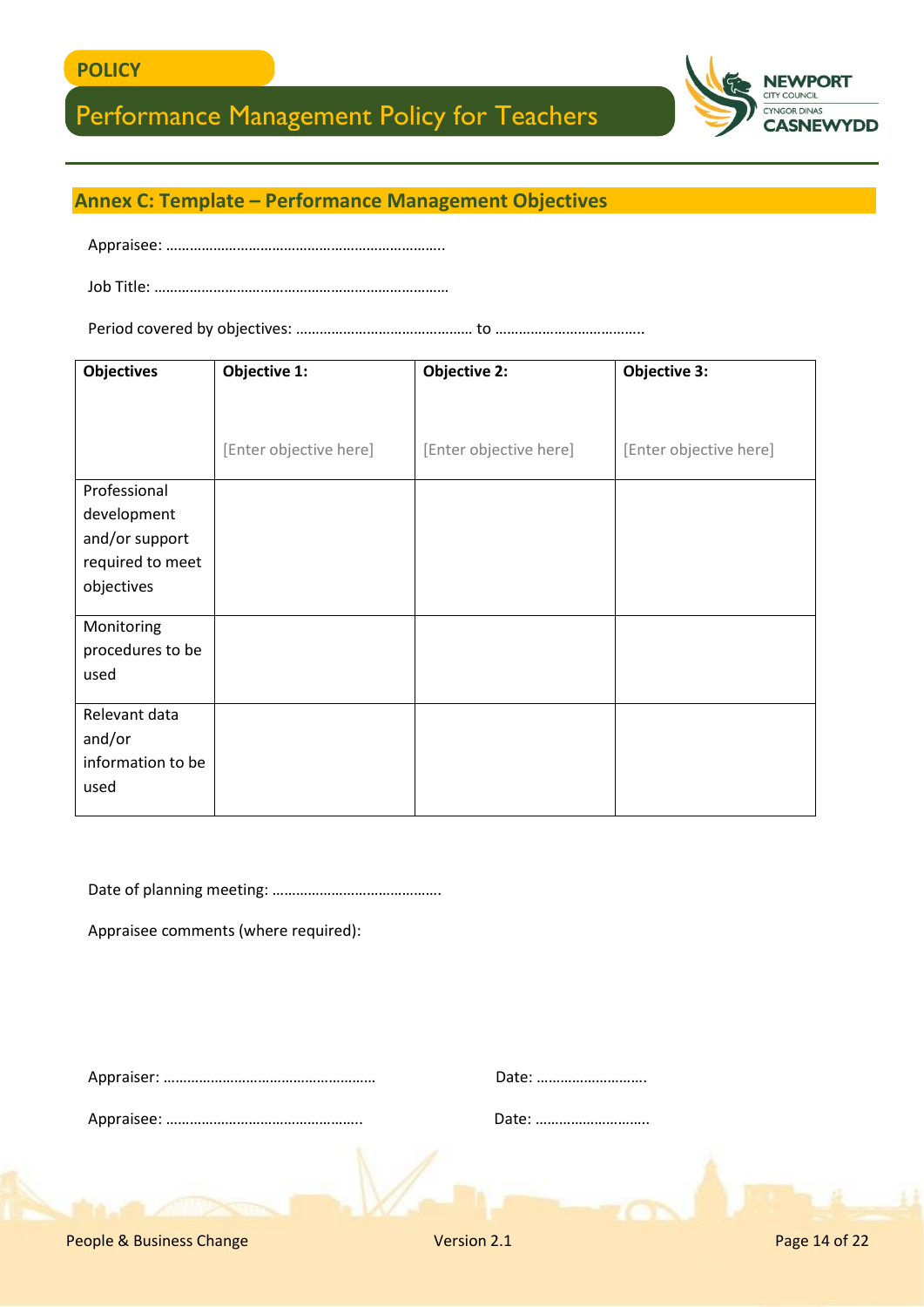## Annex C: Template – Performance Management Objectives

Appraisee: …………………………………………………………….

Job Title: …………………………………………………………………

Period covered by objectives: ……………………………………… to ………………………………..

| Objectives | Objective 1: [Enter objective here] | Objective 2: [Enter objective here] | Objective 3: [Enter objective here] |
|---|---|---|---|
| Professional development and/or support required to meet objectives | | | |
| Monitoring procedures to be used | | | |
| Relevant data and/or information to be used | | | |

Date of planning meeting: …………………………………….

Appraisee comments (where required):

Appraiser: ………………………………………………  Date: ……………………….

Appraisee: …………………………………………..  Date: ……………………….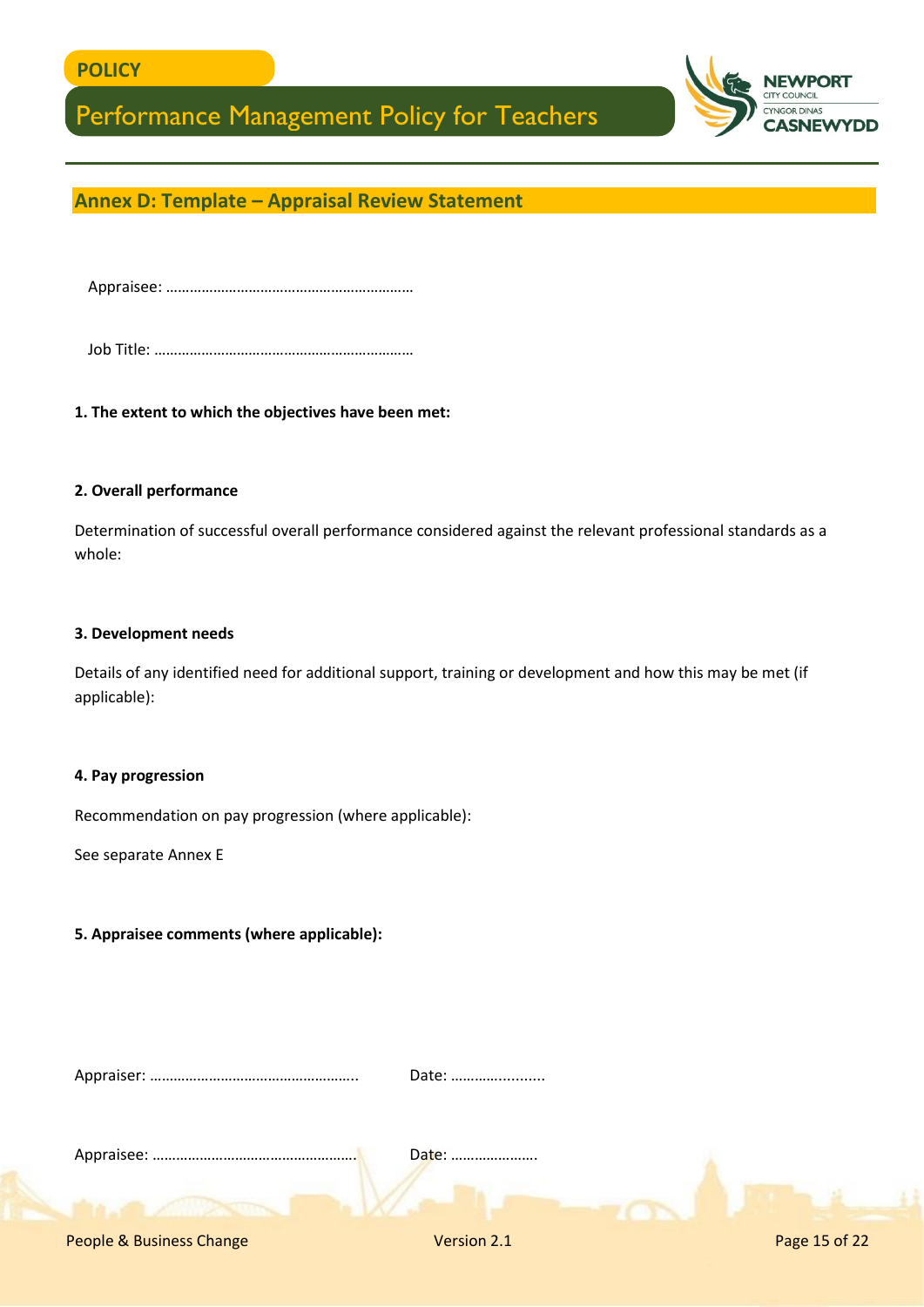## Annex D: Template – Appraisal Review Statement

Appraisee: ………………………………………………………

Job Title: …………………………………………………………

**1. The extent to which the objectives have been met:**

**2. Overall performance**

Determination of successful overall performance considered against the relevant professional standards as a whole:

**3. Development needs**

Details of any identified need for additional support, training or development and how this may be met (if applicable):

**4. Pay progression**

Recommendation on pay progression (where applicable):

See separate Annex E

**5. Appraisee comments (where applicable):**

Appraiser: …………………………………………….. Date: …………..........

Appraisee: ……………………………………………. Date: ………………….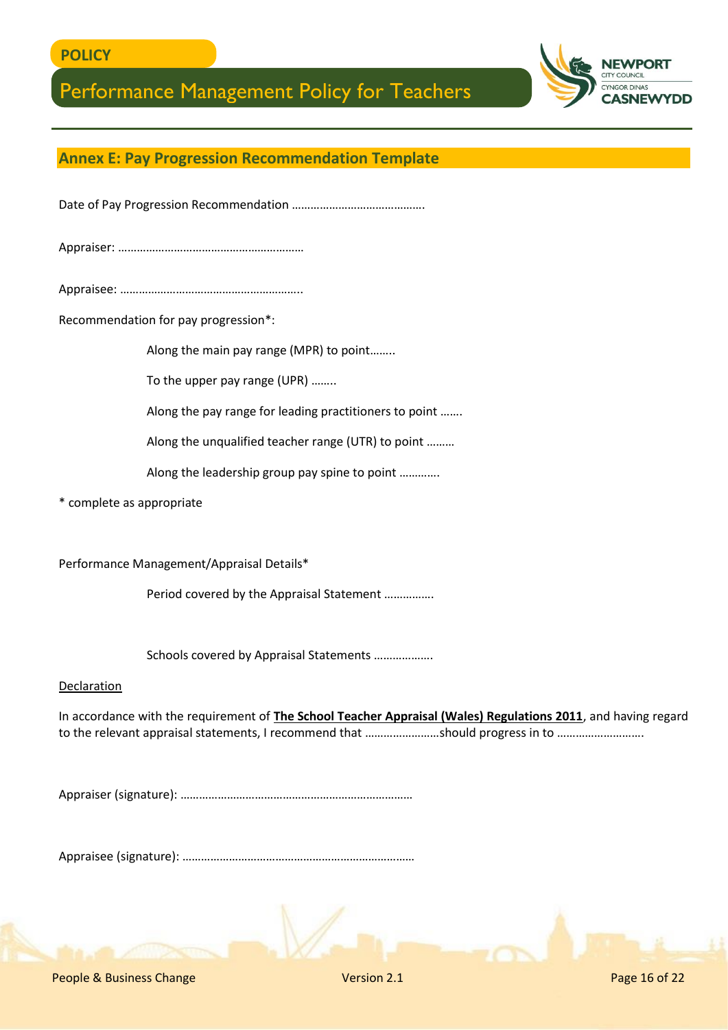## Annex E: Pay Progression Recommendation Template

Date of Pay Progression Recommendation …………………………………….

Appraiser: ………………………………………………….

Appraisee: …………………………………………………..

Recommendation for pay progression*:

Along the main pay range (MPR) to point……..

To the upper pay range (UPR) ……..

Along the pay range for leading practitioners to point …….

Along the unqualified teacher range (UTR) to point ………

Along the leadership group pay spine to point …………

* complete as appropriate

Performance Management/Appraisal Details*

Period covered by the Appraisal Statement …………….

Schools covered by Appraisal Statements ……………….

<u>Declaration</u>

In accordance with the requirement of **The School Teacher Appraisal (Wales) Regulations 2011**, and having regard to the relevant appraisal statements, I recommend that ……………………should progress in to ……………………….

Appraiser (signature): …………………………………………………………………

Appraisee (signature): …………………………………………………………………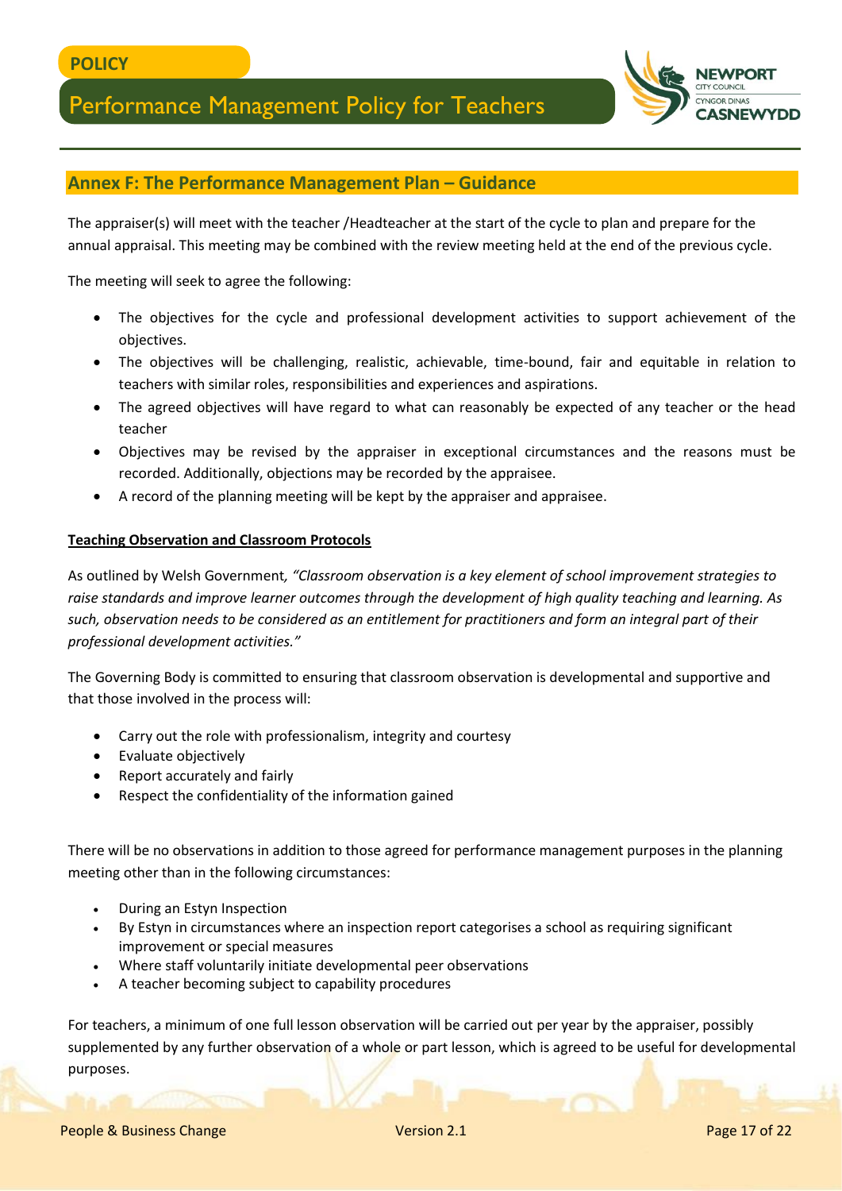## Annex F: The Performance Management Plan – Guidance

The appraiser(s) will meet with the teacher /Headteacher at the start of the cycle to plan and prepare for the annual appraisal. This meeting may be combined with the review meeting held at the end of the previous cycle.

The meeting will seek to agree the following:

- The objectives for the cycle and professional development activities to support achievement of the objectives.
- The objectives will be challenging, realistic, achievable, time-bound, fair and equitable in relation to teachers with similar roles, responsibilities and experiences and aspirations.
- The agreed objectives will have regard to what can reasonably be expected of any teacher or the head teacher
- Objectives may be revised by the appraiser in exceptional circumstances and the reasons must be recorded. Additionally, objections may be recorded by the appraisee.
- A record of the planning meeting will be kept by the appraiser and appraisee.

**Teaching Observation and Classroom Protocols**

As outlined by Welsh Government*, "Classroom observation is a key element of school improvement strategies to raise standards and improve learner outcomes through the development of high quality teaching and learning. As such, observation needs to be considered as an entitlement for practitioners and form an integral part of their professional development activities."*

The Governing Body is committed to ensuring that classroom observation is developmental and supportive and that those involved in the process will:

- Carry out the role with professionalism, integrity and courtesy
- Evaluate objectively
- Report accurately and fairly
- Respect the confidentiality of the information gained

There will be no observations in addition to those agreed for performance management purposes in the planning meeting other than in the following circumstances:

- During an Estyn Inspection
- By Estyn in circumstances where an inspection report categorises a school as requiring significant improvement or special measures
- Where staff voluntarily initiate developmental peer observations
- A teacher becoming subject to capability procedures

For teachers, a minimum of one full lesson observation will be carried out per year by the appraiser, possibly supplemented by any further observation of a whole or part lesson, which is agreed to be useful for developmental purposes.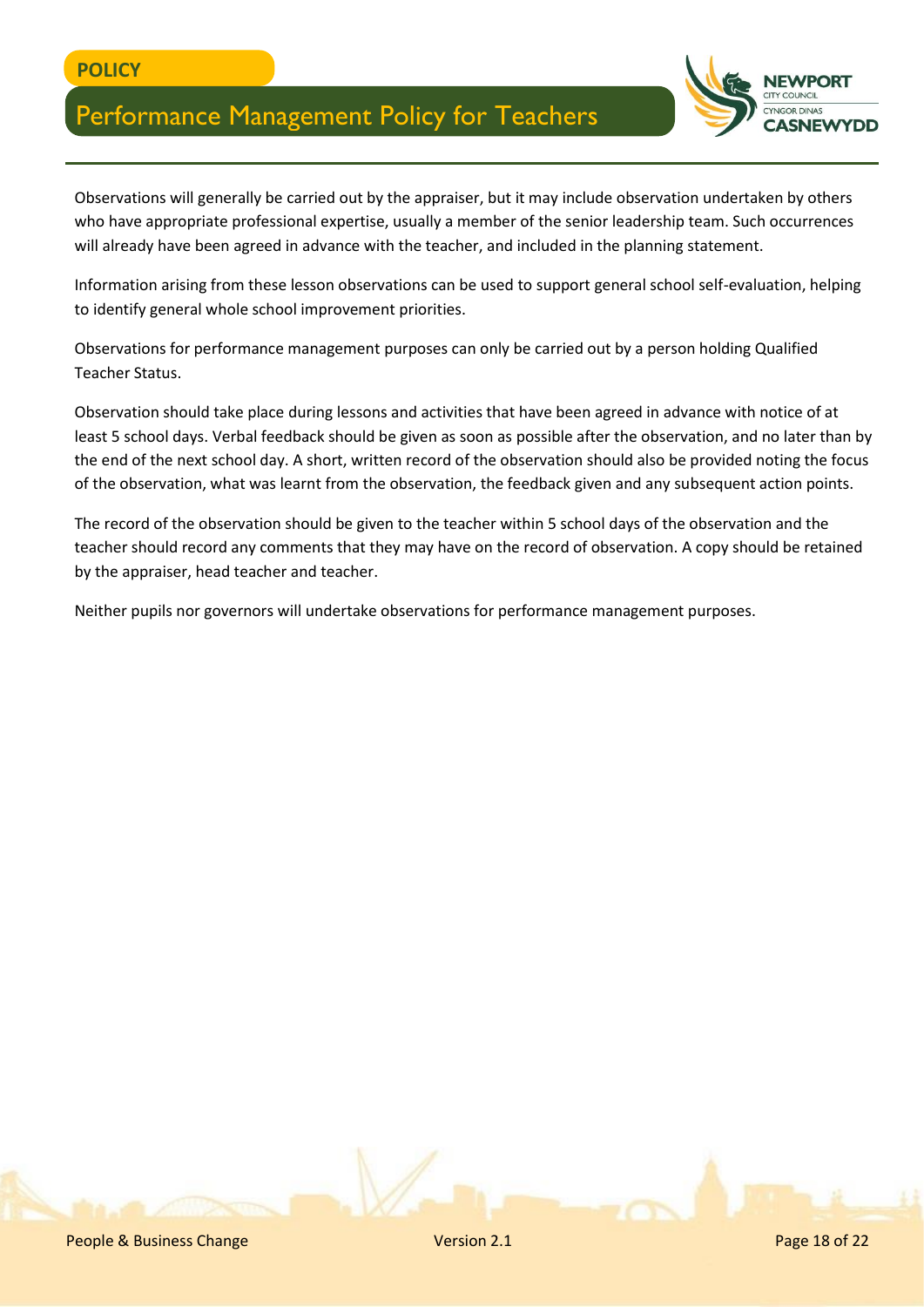Observations will generally be carried out by the appraiser, but it may include observation undertaken by others who have appropriate professional expertise, usually a member of the senior leadership team. Such occurrences will already have been agreed in advance with the teacher, and included in the planning statement.

Information arising from these lesson observations can be used to support general school self-evaluation, helping to identify general whole school improvement priorities.

Observations for performance management purposes can only be carried out by a person holding Qualified Teacher Status.

Observation should take place during lessons and activities that have been agreed in advance with notice of at least 5 school days. Verbal feedback should be given as soon as possible after the observation, and no later than by the end of the next school day. A short, written record of the observation should also be provided noting the focus of the observation, what was learnt from the observation, the feedback given and any subsequent action points.

The record of the observation should be given to the teacher within 5 school days of the observation and the teacher should record any comments that they may have on the record of observation. A copy should be retained by the appraiser, head teacher and teacher.

Neither pupils nor governors will undertake observations for performance management purposes.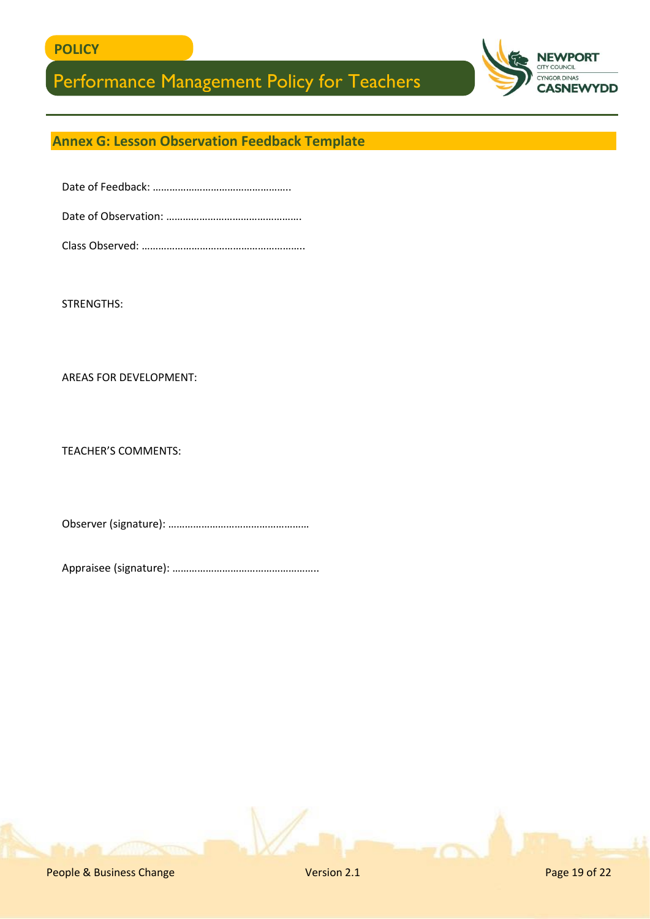## Annex G: Lesson Observation Feedback Template

Date of Feedback: …………………………………………..

Date of Observation: ………………………………………….

Class Observed: …………………………………………………..

STRENGTHS:

AREAS FOR DEVELOPMENT:

TEACHER'S COMMENTS:

Observer (signature): ……………………………………………

Appraisee (signature): ……………………………………………..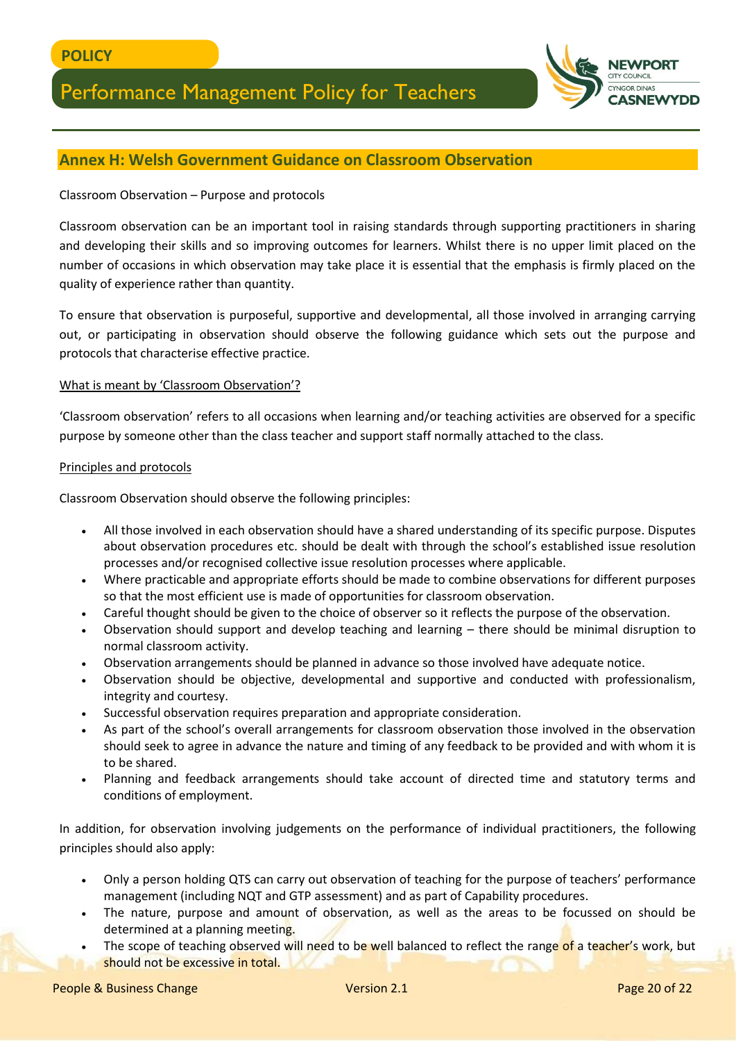## Annex H: Welsh Government Guidance on Classroom Observation

Classroom Observation – Purpose and protocols

Classroom observation can be an important tool in raising standards through supporting practitioners in sharing and developing their skills and so improving outcomes for learners. Whilst there is no upper limit placed on the number of occasions in which observation may take place it is essential that the emphasis is firmly placed on the quality of experience rather than quantity.

To ensure that observation is purposeful, supportive and developmental, all those involved in arranging carrying out, or participating in observation should observe the following guidance which sets out the purpose and protocols that characterise effective practice.

What is meant by 'Classroom Observation'?

'Classroom observation' refers to all occasions when learning and/or teaching activities are observed for a specific purpose by someone other than the class teacher and support staff normally attached to the class.

Principles and protocols

Classroom Observation should observe the following principles:

- All those involved in each observation should have a shared understanding of its specific purpose. Disputes about observation procedures etc. should be dealt with through the school's established issue resolution processes and/or recognised collective issue resolution processes where applicable.
- Where practicable and appropriate efforts should be made to combine observations for different purposes so that the most efficient use is made of opportunities for classroom observation.
- Careful thought should be given to the choice of observer so it reflects the purpose of the observation.
- Observation should support and develop teaching and learning – there should be minimal disruption to normal classroom activity.
- Observation arrangements should be planned in advance so those involved have adequate notice.
- Observation should be objective, developmental and supportive and conducted with professionalism, integrity and courtesy.
- Successful observation requires preparation and appropriate consideration.
- As part of the school's overall arrangements for classroom observation those involved in the observation should seek to agree in advance the nature and timing of any feedback to be provided and with whom it is to be shared.
- Planning and feedback arrangements should take account of directed time and statutory terms and conditions of employment.

In addition, for observation involving judgements on the performance of individual practitioners, the following principles should also apply:

- Only a person holding QTS can carry out observation of teaching for the purpose of teachers' performance management (including NQT and GTP assessment) and as part of Capability procedures.
- The nature, purpose and amount of observation, as well as the areas to be focussed on should be determined at a planning meeting.
- The scope of teaching observed will need to be well balanced to reflect the range of a teacher's work, but should not be excessive in total.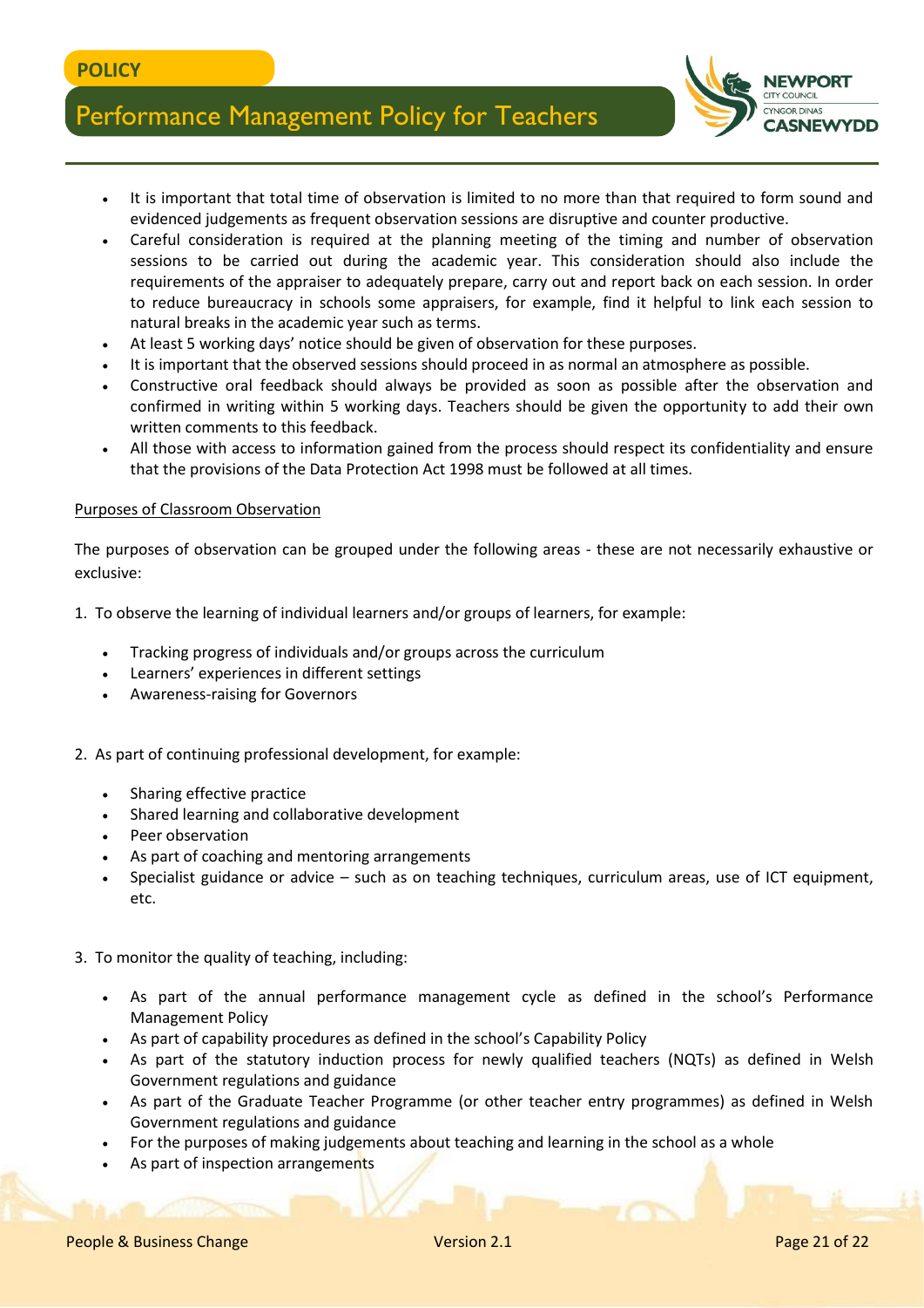- It is important that total time of observation is limited to no more than that required to form sound and evidenced judgements as frequent observation sessions are disruptive and counter productive.
- Careful consideration is required at the planning meeting of the timing and number of observation sessions to be carried out during the academic year. This consideration should also include the requirements of the appraiser to adequately prepare, carry out and report back on each session. In order to reduce bureaucracy in schools some appraisers, for example, find it helpful to link each session to natural breaks in the academic year such as terms.
- At least 5 working days' notice should be given of observation for these purposes.
- It is important that the observed sessions should proceed in as normal an atmosphere as possible.
- Constructive oral feedback should always be provided as soon as possible after the observation and confirmed in writing within 5 working days. Teachers should be given the opportunity to add their own written comments to this feedback.
- All those with access to information gained from the process should respect its confidentiality and ensure that the provisions of the Data Protection Act 1998 must be followed at all times.

<u>Purposes of Classroom Observation</u>

The purposes of observation can be grouped under the following areas - these are not necessarily exhaustive or exclusive:

1. To observe the learning of individual learners and/or groups of learners, for example:
   - Tracking progress of individuals and/or groups across the curriculum
   - Learners' experiences in different settings
   - Awareness-raising for Governors

2. As part of continuing professional development, for example:
   - Sharing effective practice
   - Shared learning and collaborative development
   - Peer observation
   - As part of coaching and mentoring arrangements
   - Specialist guidance or advice – such as on teaching techniques, curriculum areas, use of ICT equipment, etc.

3. To monitor the quality of teaching, including:
   - As part of the annual performance management cycle as defined in the school's Performance Management Policy
   - As part of capability procedures as defined in the school's Capability Policy
   - As part of the statutory induction process for newly qualified teachers (NQTs) as defined in Welsh Government regulations and guidance
   - As part of the Graduate Teacher Programme (or other teacher entry programmes) as defined in Welsh Government regulations and guidance
   - For the purposes of making judgements about teaching and learning in the school as a whole
   - As part of inspection arrangements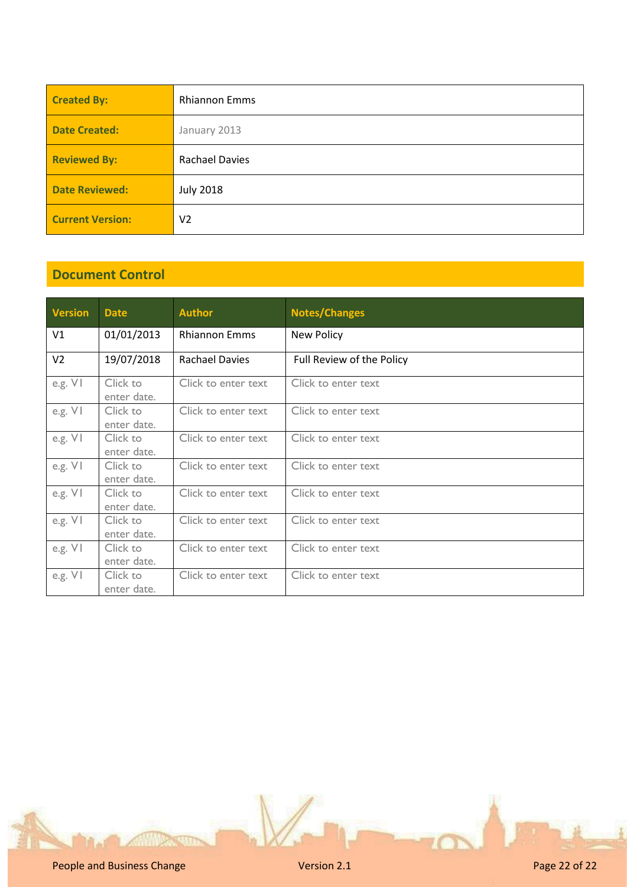| | |
|---|---|
| **Created By:** | Rhiannon Emms |
| **Date Created:** | January 2013 |
| **Reviewed By:** | Rachael Davies |
| **Date Reviewed:** | July 2018 |
| **Current Version:** | V2 |

## Document Control

| Version | Date | Author | Notes/Changes |
|---|---|---|---|
| V1 | 01/01/2013 | Rhiannon Emms | New Policy |
| V2 | 19/07/2018 | Rachael Davies | Full Review of the Policy |
| e.g. VI | Click to enter date. | Click to enter text | Click to enter text |
| e.g. VI | Click to enter date. | Click to enter text | Click to enter text |
| e.g. VI | Click to enter date. | Click to enter text | Click to enter text |
| e.g. VI | Click to enter date. | Click to enter text | Click to enter text |
| e.g. VI | Click to enter date. | Click to enter text | Click to enter text |
| e.g. VI | Click to enter date. | Click to enter text | Click to enter text |
| e.g. VI | Click to enter date. | Click to enter text | Click to enter text |
| e.g. VI | Click to enter date. | Click to enter text | Click to enter text |